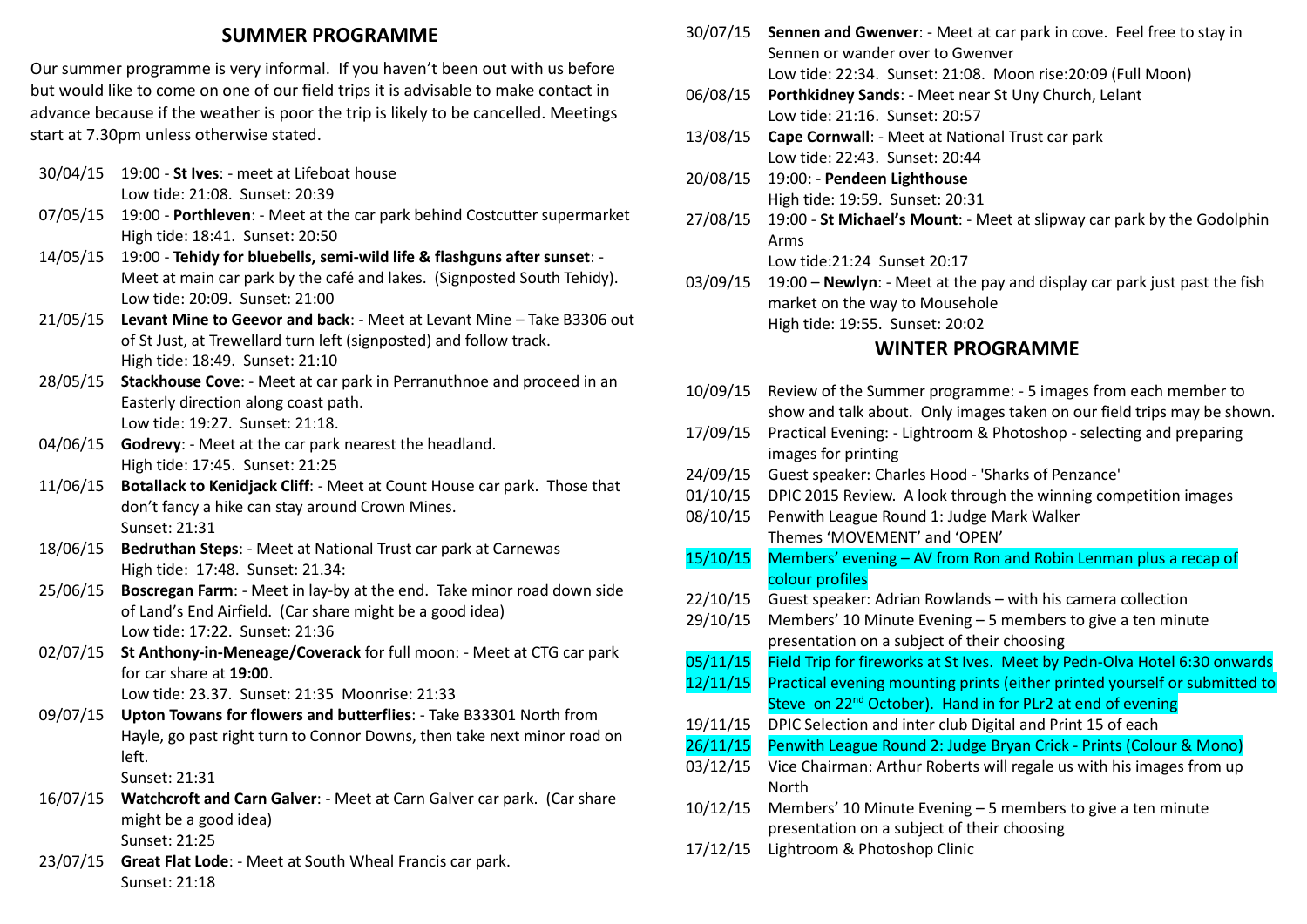## SUMMER PROGRAMME

Our summer programme is very informal. If you haven't been out with us before but would like to come on one of our field trips it is advisable to make contact in advance because if the weather is poor the trip is likely to be cancelled. Meetings start at 7.30pm unless otherwise stated.

- 30/04/15 19:00 - **St Ives**: - meet at Lifeboat house
  Low tide: 21:08. Sunset: 20:39
- 07/05/15 19:00 - **Porthleven**: - Meet at the car park behind Costcutter supermarket
  High tide: 18:41. Sunset: 20:50
- 14/05/15 19:00 - **Tehidy for bluebells, semi-wild life & flashguns after sunset**: - Meet at main car park by the café and lakes. (Signposted South Tehidy).
  Low tide: 20:09. Sunset: 21:00
- 21/05/15 **Levant Mine to Geevor and back**: - Meet at Levant Mine – Take B3306 out of St Just, at Trewellard turn left (signposted) and follow track.
  High tide: 18:49. Sunset: 21:10
- 28/05/15 **Stackhouse Cove**: - Meet at car park in Perranuthnoe and proceed in an Easterly direction along coast path.
  Low tide: 19:27. Sunset: 21:18.
- 04/06/15 **Godrevy**: - Meet at the car park nearest the headland.
  High tide: 17:45. Sunset: 21:25
- 11/06/15 **Botallack to Kenidjack Cliff**: - Meet at Count House car park. Those that don't fancy a hike can stay around Crown Mines.
  Sunset: 21:31
- 18/06/15 **Bedruthan Steps**: - Meet at National Trust car park at Carnewas
  High tide: 17:48. Sunset: 21.34:
- 25/06/15 **Boscregan Farm**: - Meet in lay-by at the end. Take minor road down side of Land's End Airfield. (Car share might be a good idea)
  Low tide: 17:22. Sunset: 21:36
- 02/07/15 **St Anthony-in-Meneage/Coverack** for full moon: - Meet at CTG car park for car share at **19:00**.
  Low tide: 23.37. Sunset: 21:35 Moonrise: 21:33
- 09/07/15 **Upton Towans for flowers and butterflies**: - Take B33301 North from Hayle, go past right turn to Connor Downs, then take next minor road on left.
  Sunset: 21:31
- 16/07/15 **Watchcroft and Carn Galver**: - Meet at Carn Galver car park. (Car share might be a good idea)
  Sunset: 21:25
- 23/07/15 **Great Flat Lode**: - Meet at South Wheal Francis car park.
  Sunset: 21:18
- 30/07/15 **Sennen and Gwenver**: - Meet at car park in cove. Feel free to stay in Sennen or wander over to Gwenver
  Low tide: 22:34. Sunset: 21:08. Moon rise:20:09 (Full Moon)
- 06/08/15 **Porthkidney Sands**: - Meet near St Uny Church, Lelant
  Low tide: 21:16. Sunset: 20:57
- 13/08/15 **Cape Cornwall**: - Meet at National Trust car park
  Low tide: 22:43. Sunset: 20:44
- 20/08/15 19:00: - **Pendeen Lighthouse**
  High tide: 19:59. Sunset: 20:31
- 27/08/15 19:00 - **St Michael's Mount**: - Meet at slipway car park by the Godolphin Arms
  Low tide:21:24 Sunset 20:17
- 03/09/15 19:00 – **Newlyn**: - Meet at the pay and display car park just past the fish market on the way to Mousehole
  High tide: 19:55. Sunset: 20:02

## WINTER PROGRAMME

- 10/09/15 Review of the Summer programme: - 5 images from each member to show and talk about. Only images taken on our field trips may be shown.
- 17/09/15 Practical Evening: - Lightroom & Photoshop - selecting and preparing images for printing
- 24/09/15 Guest speaker: Charles Hood - 'Sharks of Penzance'
- 01/10/15 DPIC 2015 Review. A look through the winning competition images
- 08/10/15 Penwith League Round 1: Judge Mark Walker
  Themes 'MOVEMENT' and 'OPEN'
- 15/10/15 Members' evening – AV from Ron and Robin Lenman plus a recap of colour profiles
- 22/10/15 Guest speaker: Adrian Rowlands – with his camera collection
- 29/10/15 Members' 10 Minute Evening – 5 members to give a ten minute presentation on a subject of their choosing
- 05/11/15 Field Trip for fireworks at St Ives. Meet by Pedn-Olva Hotel 6:30 onwards
- 12/11/15 Practical evening mounting prints (either printed yourself or submitted to Steve on 22nd October). Hand in for PLr2 at end of evening
- 19/11/15 DPIC Selection and inter club Digital and Print 15 of each
- 26/11/15 Penwith League Round 2: Judge Bryan Crick - Prints (Colour & Mono)
- 03/12/15 Vice Chairman: Arthur Roberts will regale us with his images from up North
- 10/12/15 Members' 10 Minute Evening – 5 members to give a ten minute presentation on a subject of their choosing
- 17/12/15 Lightroom & Photoshop Clinic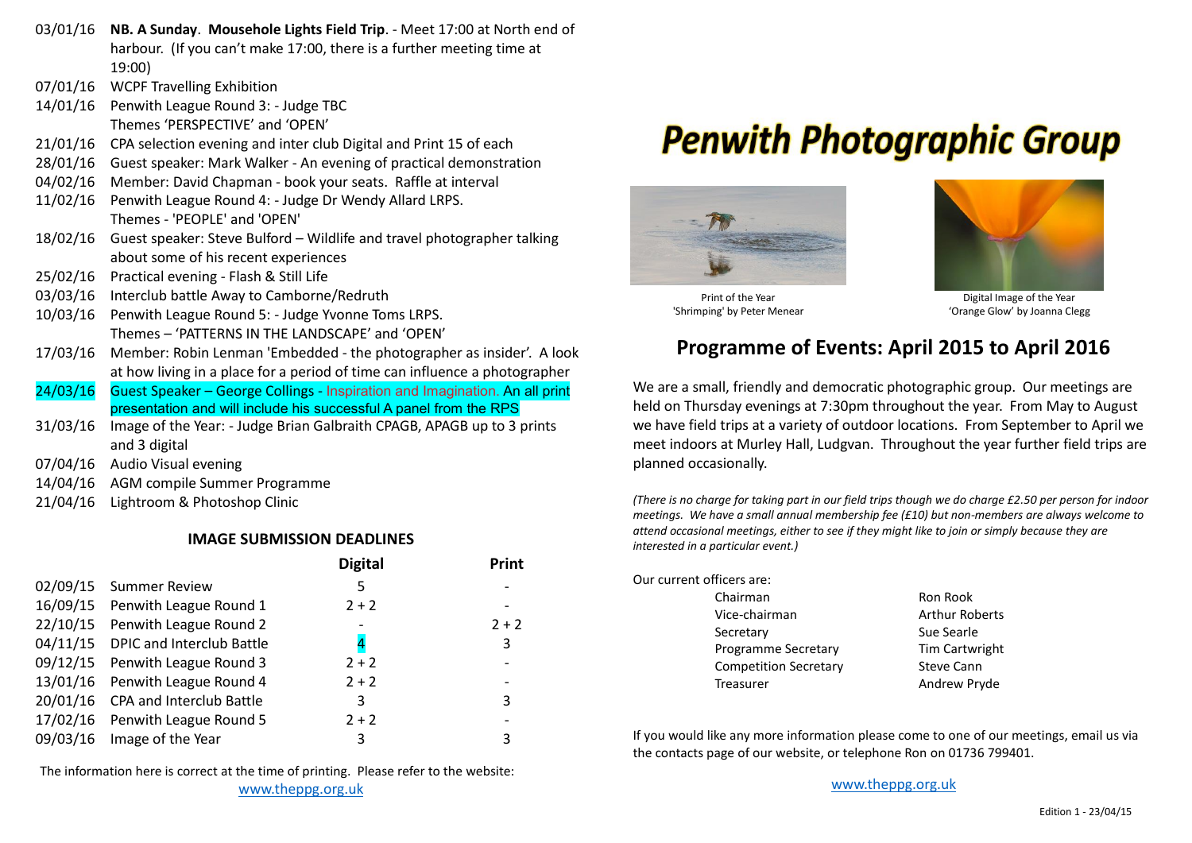| | |
|---|---|
| 03/01/16 | **NB. A Sunday**. **Mousehole Lights Field Trip**. - Meet 17:00 at North end of harbour. (If you can't make 17:00, there is a further meeting time at 19:00) |
| 07/01/16 | WCPF Travelling Exhibition |
| 14/01/16 | Penwith League Round 3: - Judge TBC<br>Themes 'PERSPECTIVE' and 'OPEN' |
| 21/01/16 | CPA selection evening and inter club Digital and Print 15 of each |
| 28/01/16 | Guest speaker: Mark Walker - An evening of practical demonstration |
| 04/02/16 | Member: David Chapman - book your seats. Raffle at interval |
| 11/02/16 | Penwith League Round 4: - Judge Dr Wendy Allard LRPS.<br>Themes - 'PEOPLE' and 'OPEN' |
| 18/02/16 | Guest speaker: Steve Bulford – Wildlife and travel photographer talking about some of his recent experiences |
| 25/02/16 | Practical evening - Flash & Still Life |
| 03/03/16 | Interclub battle Away to Camborne/Redruth |
| 10/03/16 | Penwith League Round 5: - Judge Yvonne Toms LRPS.<br>Themes – 'PATTERNS IN THE LANDSCAPE' and 'OPEN' |
| 17/03/16 | Member: Robin Lenman 'Embedded - the photographer as insider'. A look at how living in a place for a period of time can influence a photographer |
| 24/03/16 | Guest Speaker – George Collings - Inspiration and Imagination. An all print presentation and will include his successful A panel from the RPS |
| 31/03/16 | Image of the Year: - Judge Brian Galbraith CPAGB, APAGB up to 3 prints and 3 digital |
| 07/04/16 | Audio Visual evening |
| 14/04/16 | AGM compile Summer Programme |
| 21/04/16 | Lightroom & Photoshop Clinic |

### IMAGE SUBMISSION DEADLINES

| | | Digital | Print |
|---|---|---|---|
| 02/09/15 | Summer Review | 5 | - |
| 16/09/15 | Penwith League Round 1 | 2 + 2 | - |
| 22/10/15 | Penwith League Round 2 | - | 2 + 2 |
| 04/11/15 | DPIC and Interclub Battle | 4 | 3 |
| 09/12/15 | Penwith League Round 3 | 2 + 2 | - |
| 13/01/16 | Penwith League Round 4 | 2 + 2 | - |
| 20/01/16 | CPA and Interclub Battle | 3 | 3 |
| 17/02/16 | Penwith League Round 5 | 2 + 2 | - |
| 09/03/16 | Image of the Year | 3 | 3 |

The information here is correct at the time of printing. Please refer to the website: www.theppg.org.uk

# Penwith Photographic Group

Print of the Year
'Shrimping' by Peter Menear

Digital Image of the Year
'Orange Glow' by Joanna Clegg

## Programme of Events: April 2015 to April 2016

We are a small, friendly and democratic photographic group. Our meetings are held on Thursday evenings at 7:30pm throughout the year. From May to August we have field trips at a variety of outdoor locations. From September to April we meet indoors at Murley Hall, Ludgvan. Throughout the year further field trips are planned occasionally.

*(There is no charge for taking part in our field trips though we do charge £2.50 per person for indoor meetings. We have a small annual membership fee (£10) but non-members are always welcome to attend occasional meetings, either to see if they might like to join or simply because they are interested in a particular event.)*

Our current officers are:

| | |
|---|---|
| Chairman | Ron Rook |
| Vice-chairman | Arthur Roberts |
| Secretary | Sue Searle |
| Programme Secretary | Tim Cartwright |
| Competition Secretary | Steve Cann |
| Treasurer | Andrew Pryde |

If you would like any more information please come to one of our meetings, email us via the contacts page of our website, or telephone Ron on 01736 799401.

www.theppg.org.uk

Edition 1 - 23/04/15